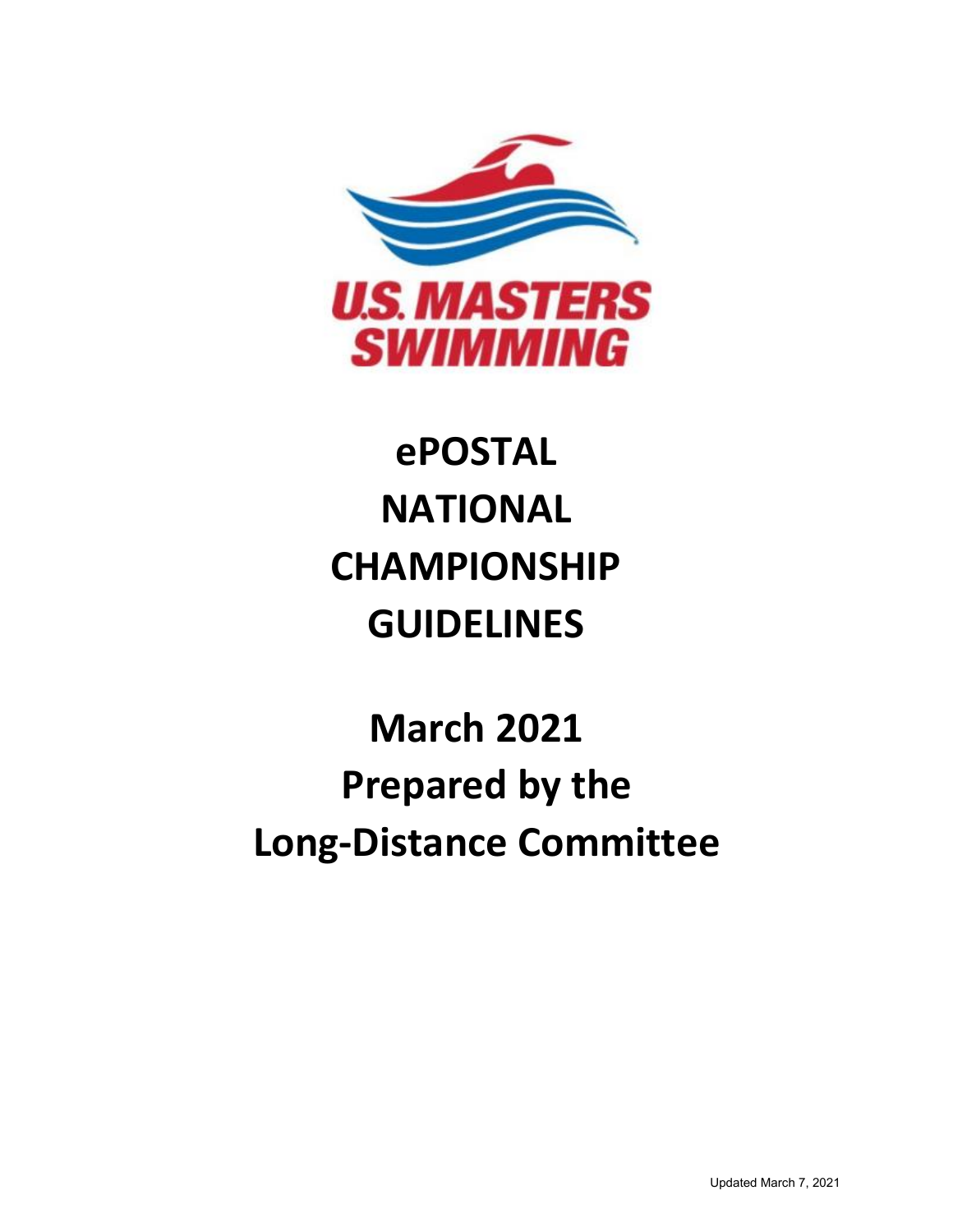U.S. MASTERS SWIMMING

# ePOSTAL NATIONAL CHAMPIONSHIP GUIDELINES

## March 2021
## Prepared by the Long-Distance Committee

Updated March 7, 2021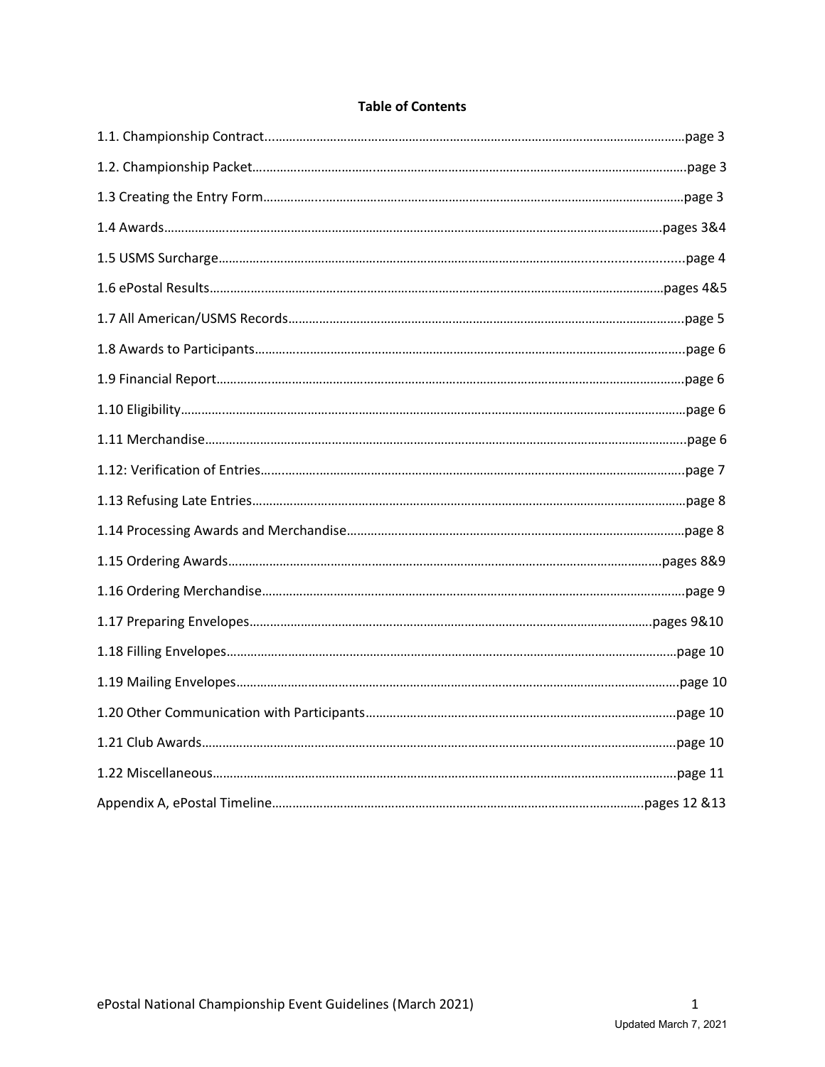**Table of Contents**

1.1. Championship Contract........................................................................................................................page 3

1.2. Championship Packet............................................................................................................................page 3

1.3 Creating the Entry Form..........................................................................................................................page 3

1.4 Awards..................................................................................................................................................pages 3&4

1.5 USMS Surcharge....................................................................................................................................page 4

1.6 ePostal Results.....................................................................................................................................pages 4&5

1.7 All American/USMS Records..................................................................................................................page 5

1.8 Awards to Participants............................................................................................................................page 6

1.9 Financial Report.......................................................................................................................................page 6

1.10 Eligibility.................................................................................................................................................page 6

1.11 Merchandise..........................................................................................................................................page 6

1.12: Verification of Entries..........................................................................................................................page 7

1.13 Refusing Late Entries..............................................................................................................................page 8

1.14 Processing Awards and Merchandise.....................................................................................................page 8

1.15 Ordering Awards..................................................................................................................................pages 8&9

1.16 Ordering Merchandise............................................................................................................................page 9

1.17 Preparing Envelopes............................................................................................................................pages 9&10

1.18 Filling Envelopes....................................................................................................................................page 10

1.19 Mailing Envelopes..................................................................................................................................page 10

1.20 Other Communication with Participants................................................................................................page 10

1.21 Club Awards...........................................................................................................................................page 10

1.22 Miscellaneous........................................................................................................................................page 11

Appendix A, ePostal Timeline.................................................................................................................pages 12 &13

ePostal National Championship Event Guidelines (March 2021)

Updated March 7, 2021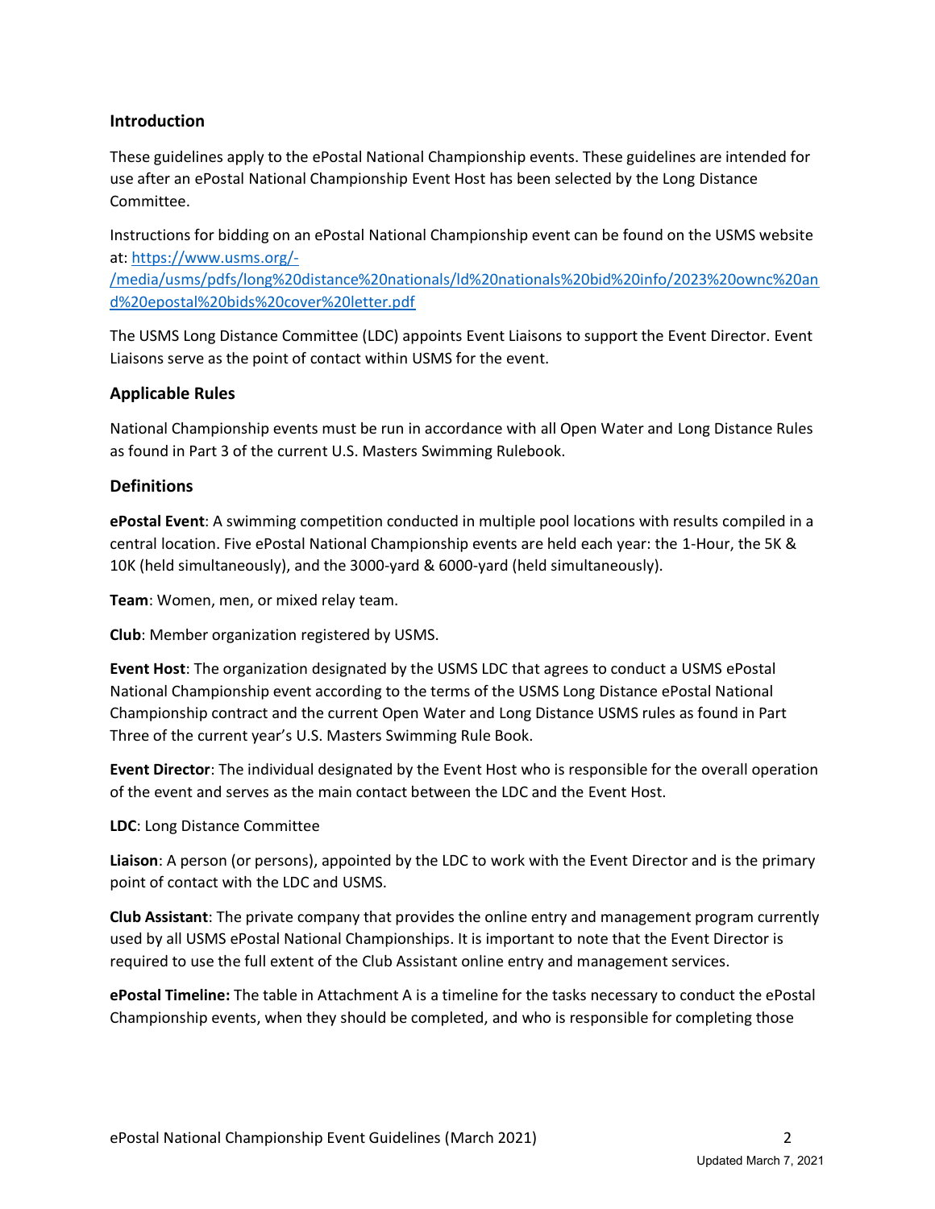## Introduction

These guidelines apply to the ePostal National Championship events. These guidelines are intended for use after an ePostal National Championship Event Host has been selected by the Long Distance Committee.

Instructions for bidding on an ePostal National Championship event can be found on the USMS website at: [https://www.usms.org/-/media/usms/pdfs/long%20distance%20nationals/ld%20nationals%20bid%20info/2023%20ownc%20and%20epostal%20bids%20cover%20letter.pdf](https://www.usms.org/-/media/usms/pdfs/long%20distance%20nationals/ld%20nationals%20bid%20info/2023%20ownc%20and%20epostal%20bids%20cover%20letter.pdf)

The USMS Long Distance Committee (LDC) appoints Event Liaisons to support the Event Director. Event Liaisons serve as the point of contact within USMS for the event.

## Applicable Rules

National Championship events must be run in accordance with all Open Water and Long Distance Rules as found in Part 3 of the current U.S. Masters Swimming Rulebook.

## Definitions

**ePostal Event**: A swimming competition conducted in multiple pool locations with results compiled in a central location. Five ePostal National Championship events are held each year: the 1-Hour, the 5K & 10K (held simultaneously), and the 3000-yard & 6000-yard (held simultaneously).

**Team**: Women, men, or mixed relay team.

**Club**: Member organization registered by USMS.

**Event Host**: The organization designated by the USMS LDC that agrees to conduct a USMS ePostal National Championship event according to the terms of the USMS Long Distance ePostal National Championship contract and the current Open Water and Long Distance USMS rules as found in Part Three of the current year's U.S. Masters Swimming Rule Book.

**Event Director**: The individual designated by the Event Host who is responsible for the overall operation of the event and serves as the main contact between the LDC and the Event Host.

**LDC**: Long Distance Committee

**Liaison**: A person (or persons), appointed by the LDC to work with the Event Director and is the primary point of contact with the LDC and USMS.

**Club Assistant**: The private company that provides the online entry and management program currently used by all USMS ePostal National Championships. It is important to note that the Event Director is required to use the full extent of the Club Assistant online entry and management services.

**ePostal Timeline:** The table in Attachment A is a timeline for the tasks necessary to conduct the ePostal Championship events, when they should be completed, and who is responsible for completing those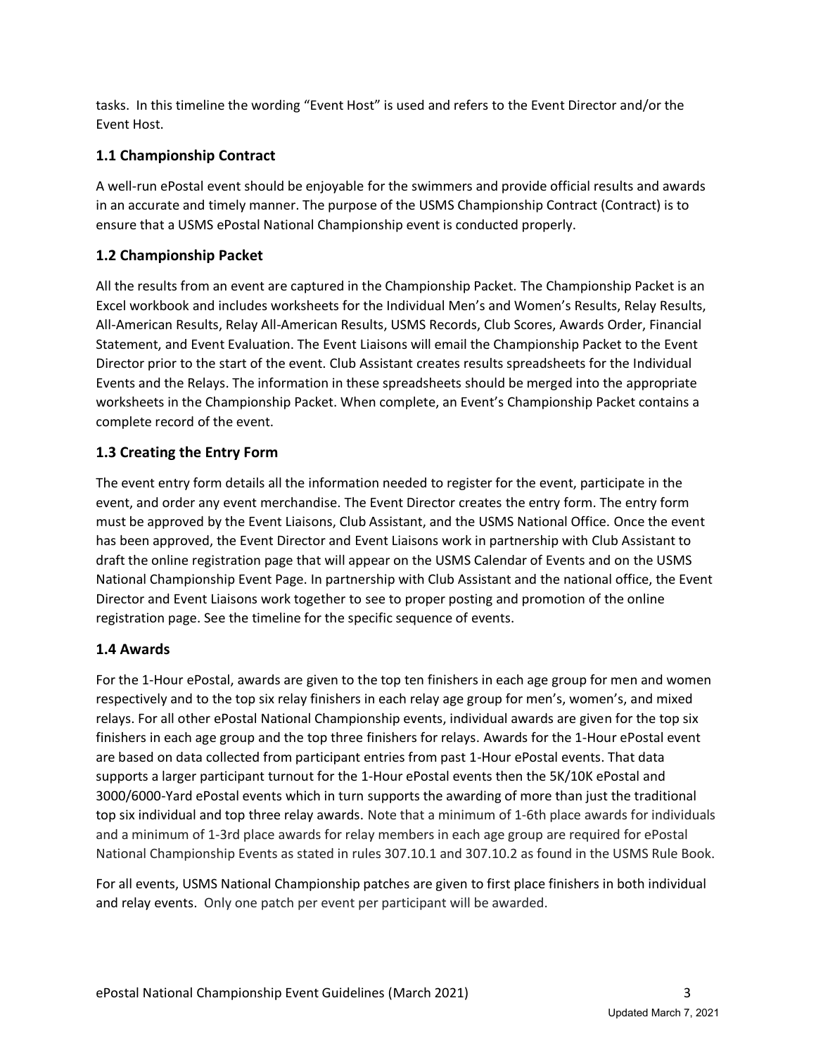tasks. In this timeline the wording "Event Host" is used and refers to the Event Director and/or the Event Host.

### 1.1 Championship Contract

A well-run ePostal event should be enjoyable for the swimmers and provide official results and awards in an accurate and timely manner. The purpose of the USMS Championship Contract (Contract) is to ensure that a USMS ePostal National Championship event is conducted properly.

### 1.2 Championship Packet

All the results from an event are captured in the Championship Packet. The Championship Packet is an Excel workbook and includes worksheets for the Individual Men's and Women's Results, Relay Results, All-American Results, Relay All-American Results, USMS Records, Club Scores, Awards Order, Financial Statement, and Event Evaluation. The Event Liaisons will email the Championship Packet to the Event Director prior to the start of the event. Club Assistant creates results spreadsheets for the Individual Events and the Relays. The information in these spreadsheets should be merged into the appropriate worksheets in the Championship Packet. When complete, an Event's Championship Packet contains a complete record of the event.

### 1.3 Creating the Entry Form

The event entry form details all the information needed to register for the event, participate in the event, and order any event merchandise. The Event Director creates the entry form. The entry form must be approved by the Event Liaisons, Club Assistant, and the USMS National Office. Once the event has been approved, the Event Director and Event Liaisons work in partnership with Club Assistant to draft the online registration page that will appear on the USMS Calendar of Events and on the USMS National Championship Event Page. In partnership with Club Assistant and the national office, the Event Director and Event Liaisons work together to see to proper posting and promotion of the online registration page. See the timeline for the specific sequence of events.

### 1.4 Awards

For the 1-Hour ePostal, awards are given to the top ten finishers in each age group for men and women respectively and to the top six relay finishers in each relay age group for men's, women's, and mixed relays. For all other ePostal National Championship events, individual awards are given for the top six finishers in each age group and the top three finishers for relays. Awards for the 1-Hour ePostal event are based on data collected from participant entries from past 1-Hour ePostal events. That data supports a larger participant turnout for the 1-Hour ePostal events then the 5K/10K ePostal and 3000/6000-Yard ePostal events which in turn supports the awarding of more than just the traditional top six individual and top three relay awards. Note that a minimum of 1-6th place awards for individuals and a minimum of 1-3rd place awards for relay members in each age group are required for ePostal National Championship Events as stated in rules 307.10.1 and 307.10.2 as found in the USMS Rule Book.

For all events, USMS National Championship patches are given to first place finishers in both individual and relay events. Only one patch per event per participant will be awarded.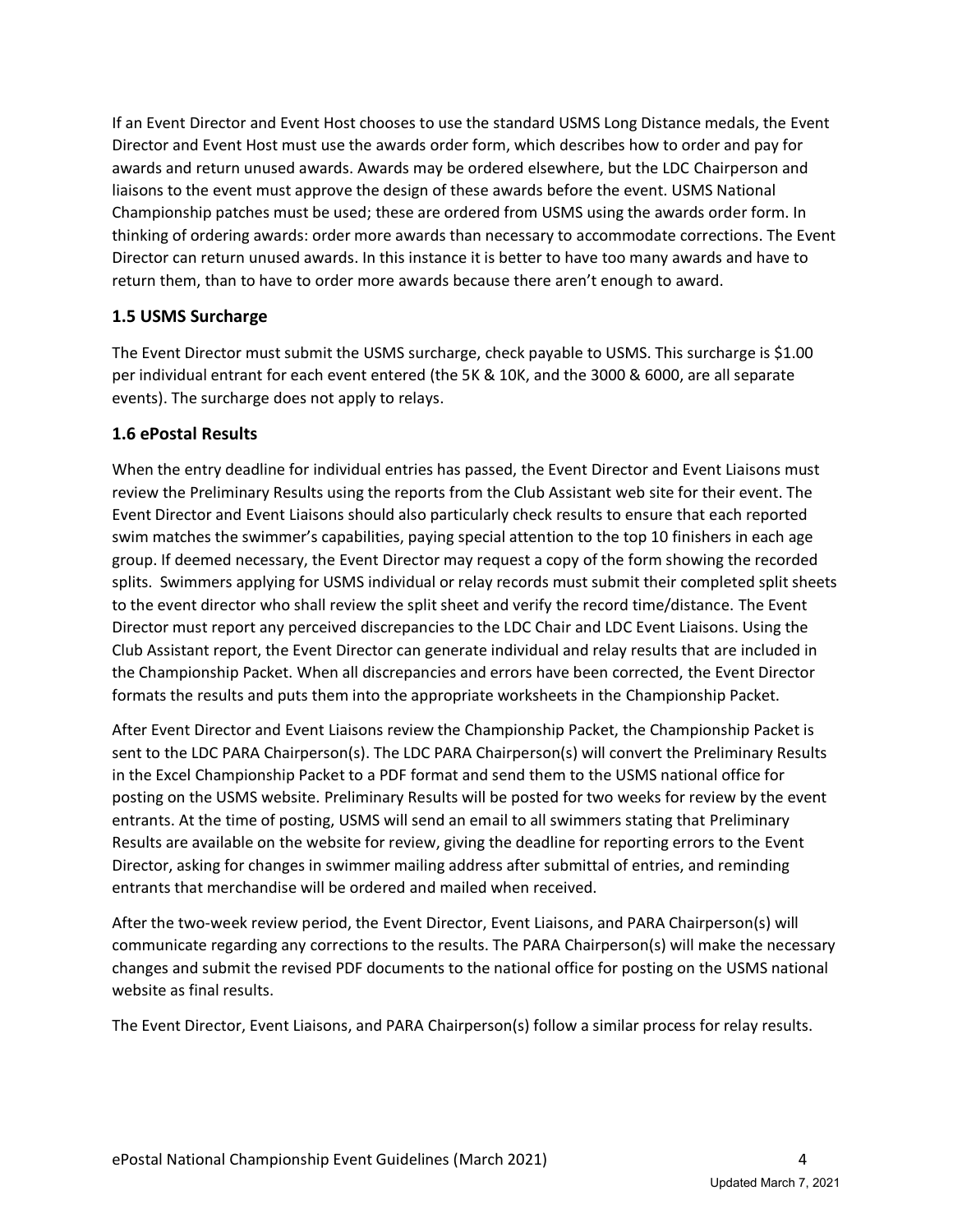If an Event Director and Event Host chooses to use the standard USMS Long Distance medals, the Event Director and Event Host must use the awards order form, which describes how to order and pay for awards and return unused awards. Awards may be ordered elsewhere, but the LDC Chairperson and liaisons to the event must approve the design of these awards before the event. USMS National Championship patches must be used; these are ordered from USMS using the awards order form. In thinking of ordering awards: order more awards than necessary to accommodate corrections. The Event Director can return unused awards. In this instance it is better to have too many awards and have to return them, than to have to order more awards because there aren't enough to award.

### 1.5 USMS Surcharge

The Event Director must submit the USMS surcharge, check payable to USMS. This surcharge is $1.00 per individual entrant for each event entered (the 5K & 10K, and the 3000 & 6000, are all separate events). The surcharge does not apply to relays.

### 1.6 ePostal Results

When the entry deadline for individual entries has passed, the Event Director and Event Liaisons must review the Preliminary Results using the reports from the Club Assistant web site for their event. The Event Director and Event Liaisons should also particularly check results to ensure that each reported swim matches the swimmer's capabilities, paying special attention to the top 10 finishers in each age group. If deemed necessary, the Event Director may request a copy of the form showing the recorded splits. Swimmers applying for USMS individual or relay records must submit their completed split sheets to the event director who shall review the split sheet and verify the record time/distance. The Event Director must report any perceived discrepancies to the LDC Chair and LDC Event Liaisons. Using the Club Assistant report, the Event Director can generate individual and relay results that are included in the Championship Packet. When all discrepancies and errors have been corrected, the Event Director formats the results and puts them into the appropriate worksheets in the Championship Packet.

After Event Director and Event Liaisons review the Championship Packet, the Championship Packet is sent to the LDC PARA Chairperson(s). The LDC PARA Chairperson(s) will convert the Preliminary Results in the Excel Championship Packet to a PDF format and send them to the USMS national office for posting on the USMS website. Preliminary Results will be posted for two weeks for review by the event entrants. At the time of posting, USMS will send an email to all swimmers stating that Preliminary Results are available on the website for review, giving the deadline for reporting errors to the Event Director, asking for changes in swimmer mailing address after submittal of entries, and reminding entrants that merchandise will be ordered and mailed when received.

After the two-week review period, the Event Director, Event Liaisons, and PARA Chairperson(s) will communicate regarding any corrections to the results. The PARA Chairperson(s) will make the necessary changes and submit the revised PDF documents to the national office for posting on the USMS national website as final results.

The Event Director, Event Liaisons, and PARA Chairperson(s) follow a similar process for relay results.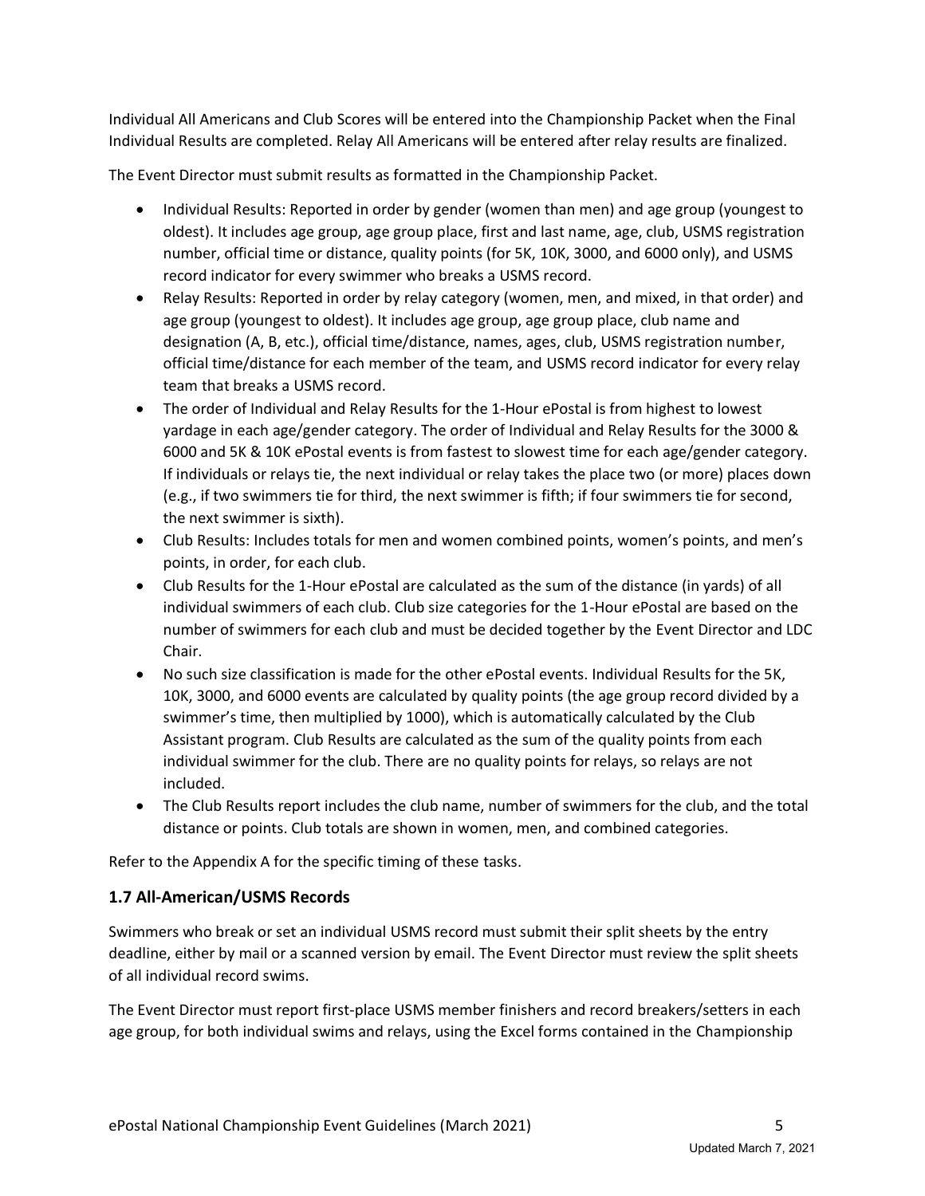Individual All Americans and Club Scores will be entered into the Championship Packet when the Final Individual Results are completed. Relay All Americans will be entered after relay results are finalized.

The Event Director must submit results as formatted in the Championship Packet.

- Individual Results: Reported in order by gender (women than men) and age group (youngest to oldest). It includes age group, age group place, first and last name, age, club, USMS registration number, official time or distance, quality points (for 5K, 10K, 3000, and 6000 only), and USMS record indicator for every swimmer who breaks a USMS record.
- Relay Results: Reported in order by relay category (women, men, and mixed, in that order) and age group (youngest to oldest). It includes age group, age group place, club name and designation (A, B, etc.), official time/distance, names, ages, club, USMS registration number, official time/distance for each member of the team, and USMS record indicator for every relay team that breaks a USMS record.
- The order of Individual and Relay Results for the 1-Hour ePostal is from highest to lowest yardage in each age/gender category. The order of Individual and Relay Results for the 3000 & 6000 and 5K & 10K ePostal events is from fastest to slowest time for each age/gender category. If individuals or relays tie, the next individual or relay takes the place two (or more) places down (e.g., if two swimmers tie for third, the next swimmer is fifth; if four swimmers tie for second, the next swimmer is sixth).
- Club Results: Includes totals for men and women combined points, women's points, and men's points, in order, for each club.
- Club Results for the 1-Hour ePostal are calculated as the sum of the distance (in yards) of all individual swimmers of each club. Club size categories for the 1-Hour ePostal are based on the number of swimmers for each club and must be decided together by the Event Director and LDC Chair.
- No such size classification is made for the other ePostal events. Individual Results for the 5K, 10K, 3000, and 6000 events are calculated by quality points (the age group record divided by a swimmer's time, then multiplied by 1000), which is automatically calculated by the Club Assistant program. Club Results are calculated as the sum of the quality points from each individual swimmer for the club. There are no quality points for relays, so relays are not included.
- The Club Results report includes the club name, number of swimmers for the club, and the total distance or points. Club totals are shown in women, men, and combined categories.

Refer to the Appendix A for the specific timing of these tasks.

## 1.7 All-American/USMS Records

Swimmers who break or set an individual USMS record must submit their split sheets by the entry deadline, either by mail or a scanned version by email. The Event Director must review the split sheets of all individual record swims.

The Event Director must report first-place USMS member finishers and record breakers/setters in each age group, for both individual swims and relays, using the Excel forms contained in the Championship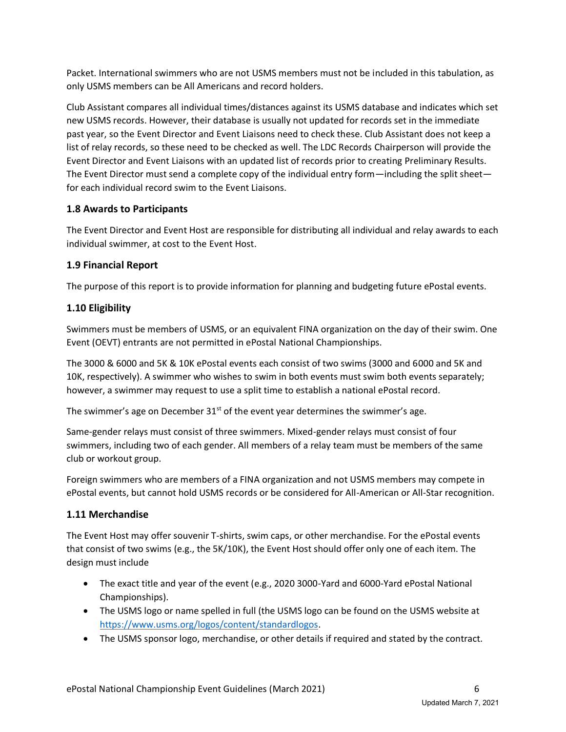Packet. International swimmers who are not USMS members must not be included in this tabulation, as only USMS members can be All Americans and record holders.

Club Assistant compares all individual times/distances against its USMS database and indicates which set new USMS records. However, their database is usually not updated for records set in the immediate past year, so the Event Director and Event Liaisons need to check these. Club Assistant does not keep a list of relay records, so these need to be checked as well. The LDC Records Chairperson will provide the Event Director and Event Liaisons with an updated list of records prior to creating Preliminary Results. The Event Director must send a complete copy of the individual entry form—including the split sheet—for each individual record swim to the Event Liaisons.

### 1.8 Awards to Participants

The Event Director and Event Host are responsible for distributing all individual and relay awards to each individual swimmer, at cost to the Event Host.

### 1.9 Financial Report

The purpose of this report is to provide information for planning and budgeting future ePostal events.

### 1.10 Eligibility

Swimmers must be members of USMS, or an equivalent FINA organization on the day of their swim. One Event (OEVT) entrants are not permitted in ePostal National Championships.

The 3000 & 6000 and 5K & 10K ePostal events each consist of two swims (3000 and 6000 and 5K and 10K, respectively). A swimmer who wishes to swim in both events must swim both events separately; however, a swimmer may request to use a split time to establish a national ePostal record.

The swimmer's age on December 31st of the event year determines the swimmer's age.

Same-gender relays must consist of three swimmers. Mixed-gender relays must consist of four swimmers, including two of each gender. All members of a relay team must be members of the same club or workout group.

Foreign swimmers who are members of a FINA organization and not USMS members may compete in ePostal events, but cannot hold USMS records or be considered for All-American or All-Star recognition.

### 1.11 Merchandise

The Event Host may offer souvenir T-shirts, swim caps, or other merchandise. For the ePostal events that consist of two swims (e.g., the 5K/10K), the Event Host should offer only one of each item. The design must include

- The exact title and year of the event (e.g., 2020 3000-Yard and 6000-Yard ePostal National Championships).
- The USMS logo or name spelled in full (the USMS logo can be found on the USMS website at [https://www.usms.org/logos/content/standardlogos](https://www.usms.org/logos/content/standardlogos).
- The USMS sponsor logo, merchandise, or other details if required and stated by the contract.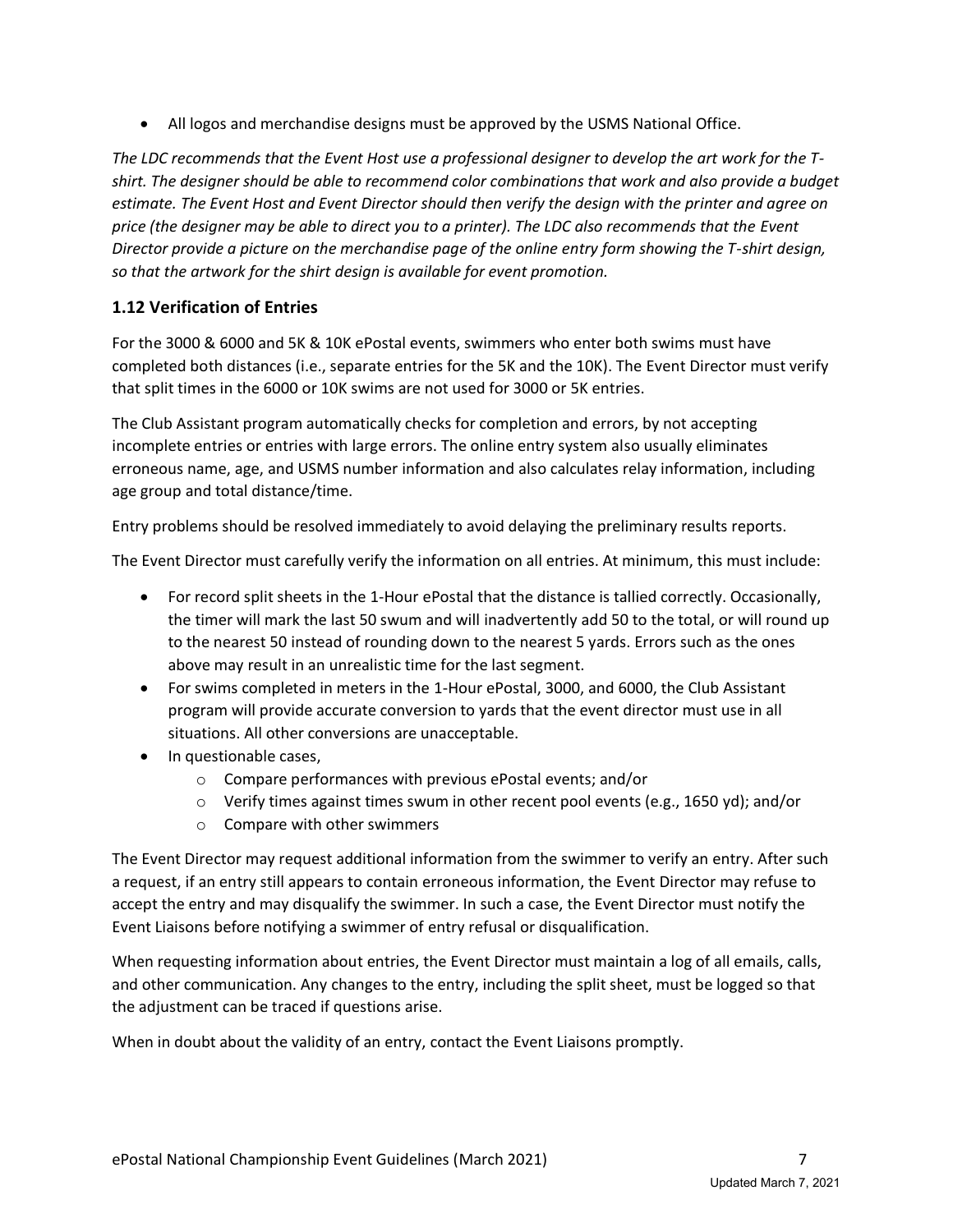- All logos and merchandise designs must be approved by the USMS National Office.

*The LDC recommends that the Event Host use a professional designer to develop the art work for the T-shirt. The designer should be able to recommend color combinations that work and also provide a budget estimate. The Event Host and Event Director should then verify the design with the printer and agree on price (the designer may be able to direct you to a printer). The LDC also recommends that the Event Director provide a picture on the merchandise page of the online entry form showing the T-shirt design, so that the artwork for the shirt design is available for event promotion.*

### 1.12 Verification of Entries

For the 3000 & 6000 and 5K & 10K ePostal events, swimmers who enter both swims must have completed both distances (i.e., separate entries for the 5K and the 10K). The Event Director must verify that split times in the 6000 or 10K swims are not used for 3000 or 5K entries.

The Club Assistant program automatically checks for completion and errors, by not accepting incomplete entries or entries with large errors. The online entry system also usually eliminates erroneous name, age, and USMS number information and also calculates relay information, including age group and total distance/time.

Entry problems should be resolved immediately to avoid delaying the preliminary results reports.

The Event Director must carefully verify the information on all entries. At minimum, this must include:

- For record split sheets in the 1-Hour ePostal that the distance is tallied correctly. Occasionally, the timer will mark the last 50 swum and will inadvertently add 50 to the total, or will round up to the nearest 50 instead of rounding down to the nearest 5 yards. Errors such as the ones above may result in an unrealistic time for the last segment.
- For swims completed in meters in the 1-Hour ePostal, 3000, and 6000, the Club Assistant program will provide accurate conversion to yards that the event director must use in all situations. All other conversions are unacceptable.
- In questionable cases,
  - Compare performances with previous ePostal events; and/or
  - Verify times against times swum in other recent pool events (e.g., 1650 yd); and/or
  - Compare with other swimmers

The Event Director may request additional information from the swimmer to verify an entry. After such a request, if an entry still appears to contain erroneous information, the Event Director may refuse to accept the entry and may disqualify the swimmer. In such a case, the Event Director must notify the Event Liaisons before notifying a swimmer of entry refusal or disqualification.

When requesting information about entries, the Event Director must maintain a log of all emails, calls, and other communication. Any changes to the entry, including the split sheet, must be logged so that the adjustment can be traced if questions arise.

When in doubt about the validity of an entry, contact the Event Liaisons promptly.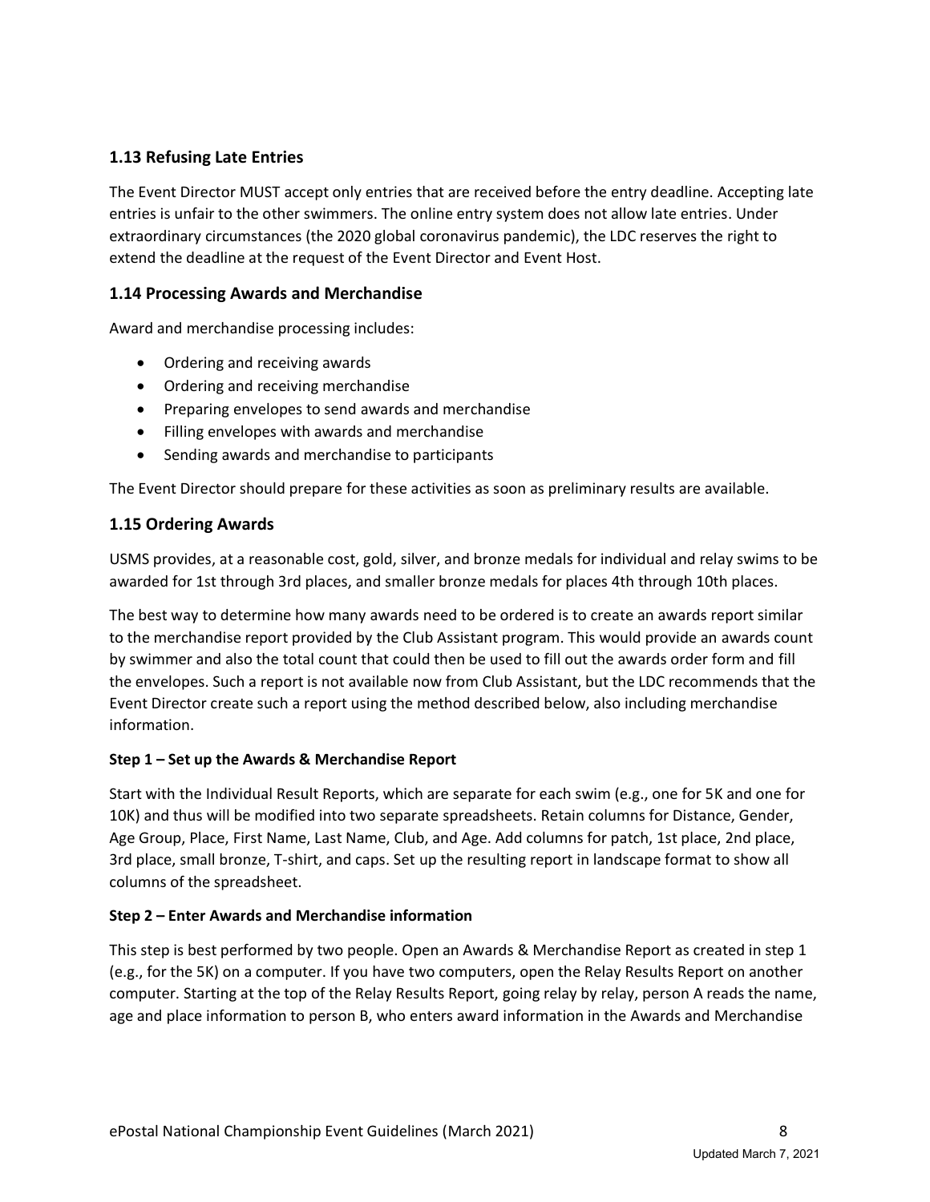### 1.13 Refusing Late Entries

The Event Director MUST accept only entries that are received before the entry deadline. Accepting late entries is unfair to the other swimmers. The online entry system does not allow late entries. Under extraordinary circumstances (the 2020 global coronavirus pandemic), the LDC reserves the right to extend the deadline at the request of the Event Director and Event Host.

### 1.14 Processing Awards and Merchandise

Award and merchandise processing includes:

- Ordering and receiving awards
- Ordering and receiving merchandise
- Preparing envelopes to send awards and merchandise
- Filling envelopes with awards and merchandise
- Sending awards and merchandise to participants

The Event Director should prepare for these activities as soon as preliminary results are available.

### 1.15 Ordering Awards

USMS provides, at a reasonable cost, gold, silver, and bronze medals for individual and relay swims to be awarded for 1st through 3rd places, and smaller bronze medals for places 4th through 10th places.

The best way to determine how many awards need to be ordered is to create an awards report similar to the merchandise report provided by the Club Assistant program. This would provide an awards count by swimmer and also the total count that could then be used to fill out the awards order form and fill the envelopes. Such a report is not available now from Club Assistant, but the LDC recommends that the Event Director create such a report using the method described below, also including merchandise information.

**Step 1 – Set up the Awards & Merchandise Report**

Start with the Individual Result Reports, which are separate for each swim (e.g., one for 5K and one for 10K) and thus will be modified into two separate spreadsheets. Retain columns for Distance, Gender, Age Group, Place, First Name, Last Name, Club, and Age. Add columns for patch, 1st place, 2nd place, 3rd place, small bronze, T-shirt, and caps. Set up the resulting report in landscape format to show all columns of the spreadsheet.

**Step 2 – Enter Awards and Merchandise information**

This step is best performed by two people. Open an Awards & Merchandise Report as created in step 1 (e.g., for the 5K) on a computer. If you have two computers, open the Relay Results Report on another computer. Starting at the top of the Relay Results Report, going relay by relay, person A reads the name, age and place information to person B, who enters award information in the Awards and Merchandise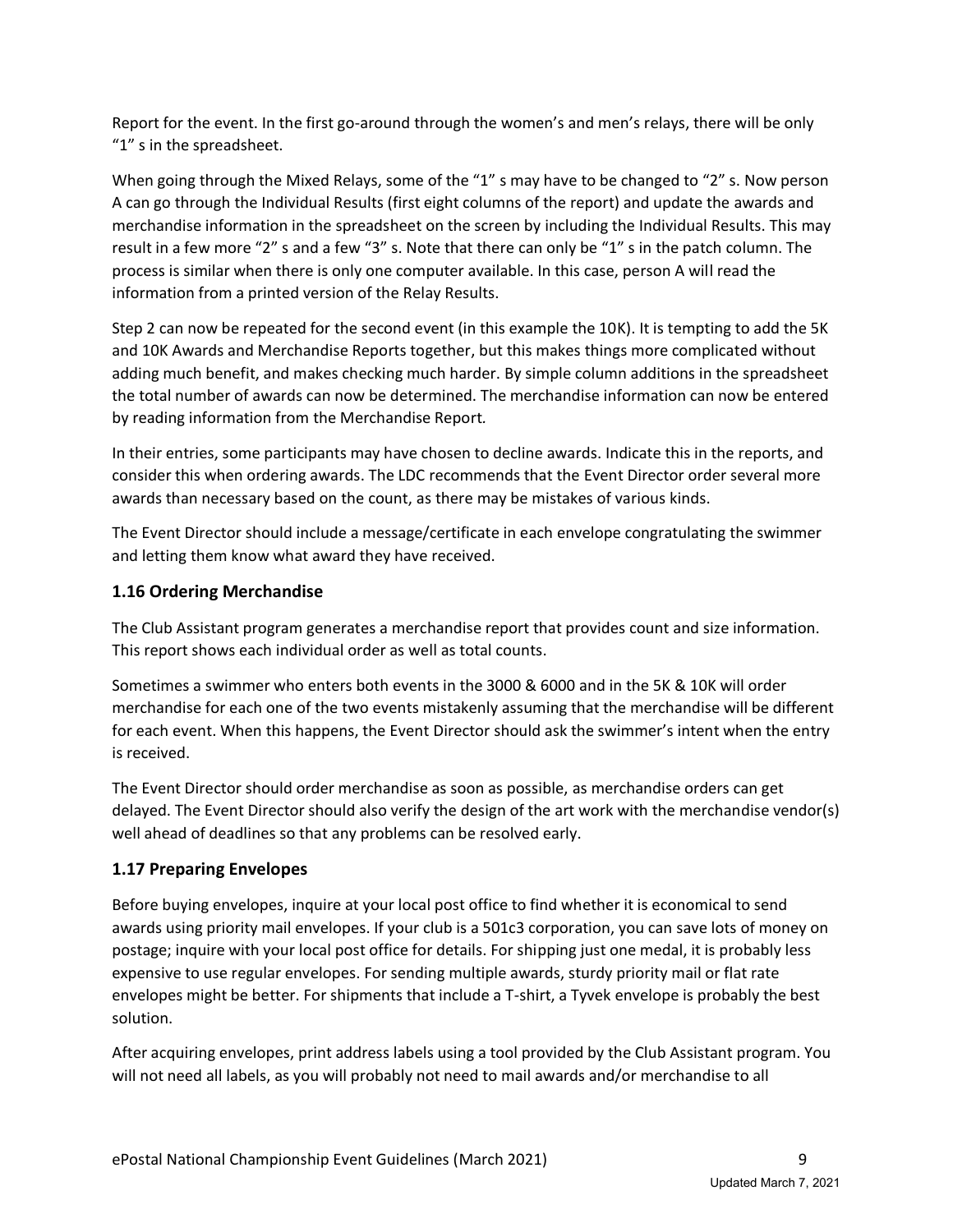Report for the event. In the first go-around through the women's and men's relays, there will be only "1" s in the spreadsheet.

When going through the Mixed Relays, some of the "1" s may have to be changed to "2" s. Now person A can go through the Individual Results (first eight columns of the report) and update the awards and merchandise information in the spreadsheet on the screen by including the Individual Results. This may result in a few more "2" s and a few "3" s. Note that there can only be "1" s in the patch column. The process is similar when there is only one computer available. In this case, person A will read the information from a printed version of the Relay Results.

Step 2 can now be repeated for the second event (in this example the 10K). It is tempting to add the 5K and 10K Awards and Merchandise Reports together, but this makes things more complicated without adding much benefit, and makes checking much harder. By simple column additions in the spreadsheet the total number of awards can now be determined. The merchandise information can now be entered by reading information from the Merchandise Report.

In their entries, some participants may have chosen to decline awards. Indicate this in the reports, and consider this when ordering awards. The LDC recommends that the Event Director order several more awards than necessary based on the count, as there may be mistakes of various kinds.

The Event Director should include a message/certificate in each envelope congratulating the swimmer and letting them know what award they have received.

### 1.16 Ordering Merchandise

The Club Assistant program generates a merchandise report that provides count and size information. This report shows each individual order as well as total counts.

Sometimes a swimmer who enters both events in the 3000 & 6000 and in the 5K & 10K will order merchandise for each one of the two events mistakenly assuming that the merchandise will be different for each event. When this happens, the Event Director should ask the swimmer's intent when the entry is received.

The Event Director should order merchandise as soon as possible, as merchandise orders can get delayed. The Event Director should also verify the design of the art work with the merchandise vendor(s) well ahead of deadlines so that any problems can be resolved early.

### 1.17 Preparing Envelopes

Before buying envelopes, inquire at your local post office to find whether it is economical to send awards using priority mail envelopes. If your club is a 501c3 corporation, you can save lots of money on postage; inquire with your local post office for details. For shipping just one medal, it is probably less expensive to use regular envelopes. For sending multiple awards, sturdy priority mail or flat rate envelopes might be better. For shipments that include a T-shirt, a Tyvek envelope is probably the best solution.

After acquiring envelopes, print address labels using a tool provided by the Club Assistant program. You will not need all labels, as you will probably not need to mail awards and/or merchandise to all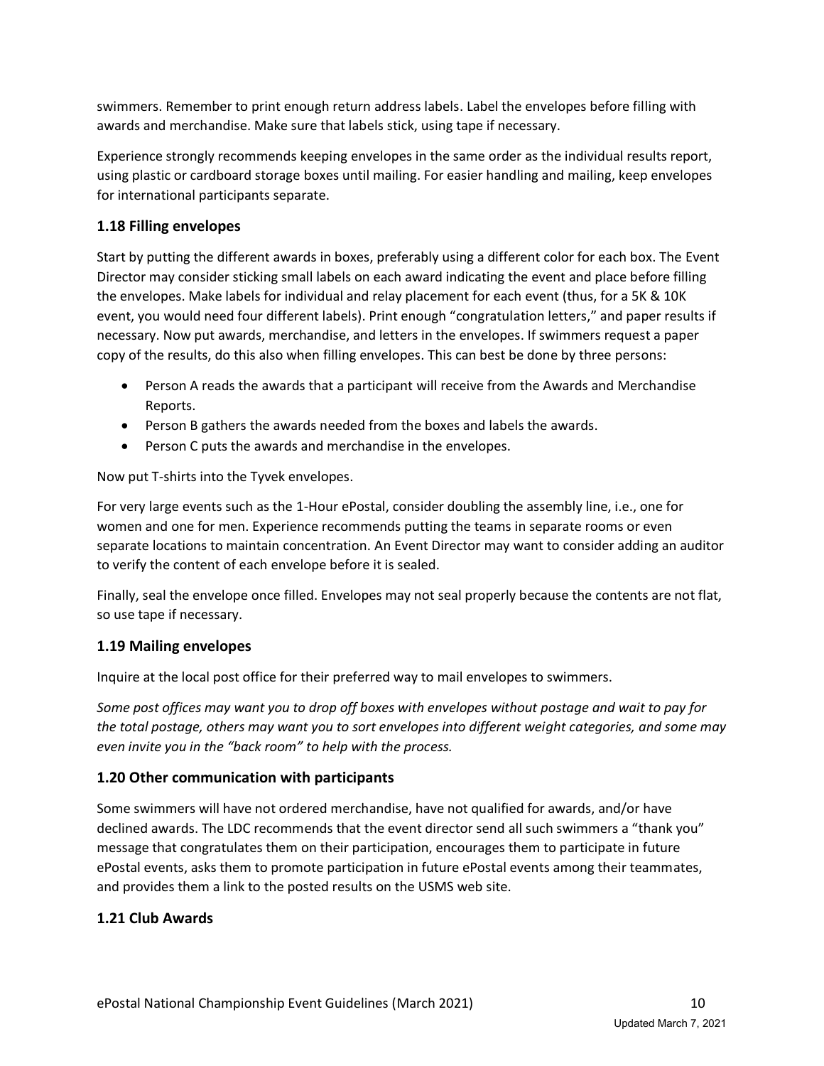swimmers. Remember to print enough return address labels. Label the envelopes before filling with awards and merchandise. Make sure that labels stick, using tape if necessary.

Experience strongly recommends keeping envelopes in the same order as the individual results report, using plastic or cardboard storage boxes until mailing. For easier handling and mailing, keep envelopes for international participants separate.

### 1.18 Filling envelopes

Start by putting the different awards in boxes, preferably using a different color for each box. The Event Director may consider sticking small labels on each award indicating the event and place before filling the envelopes. Make labels for individual and relay placement for each event (thus, for a 5K & 10K event, you would need four different labels). Print enough "congratulation letters," and paper results if necessary. Now put awards, merchandise, and letters in the envelopes. If swimmers request a paper copy of the results, do this also when filling envelopes. This can best be done by three persons:

- Person A reads the awards that a participant will receive from the Awards and Merchandise Reports.
- Person B gathers the awards needed from the boxes and labels the awards.
- Person C puts the awards and merchandise in the envelopes.

Now put T-shirts into the Tyvek envelopes.

For very large events such as the 1-Hour ePostal, consider doubling the assembly line, i.e., one for women and one for men. Experience recommends putting the teams in separate rooms or even separate locations to maintain concentration. An Event Director may want to consider adding an auditor to verify the content of each envelope before it is sealed.

Finally, seal the envelope once filled. Envelopes may not seal properly because the contents are not flat, so use tape if necessary.

### 1.19 Mailing envelopes

Inquire at the local post office for their preferred way to mail envelopes to swimmers.

*Some post offices may want you to drop off boxes with envelopes without postage and wait to pay for the total postage, others may want you to sort envelopes into different weight categories, and some may even invite you in the "back room" to help with the process.*

### 1.20 Other communication with participants

Some swimmers will have not ordered merchandise, have not qualified for awards, and/or have declined awards. The LDC recommends that the event director send all such swimmers a "thank you" message that congratulates them on their participation, encourages them to participate in future ePostal events, asks them to promote participation in future ePostal events among their teammates, and provides them a link to the posted results on the USMS web site.

### 1.21 Club Awards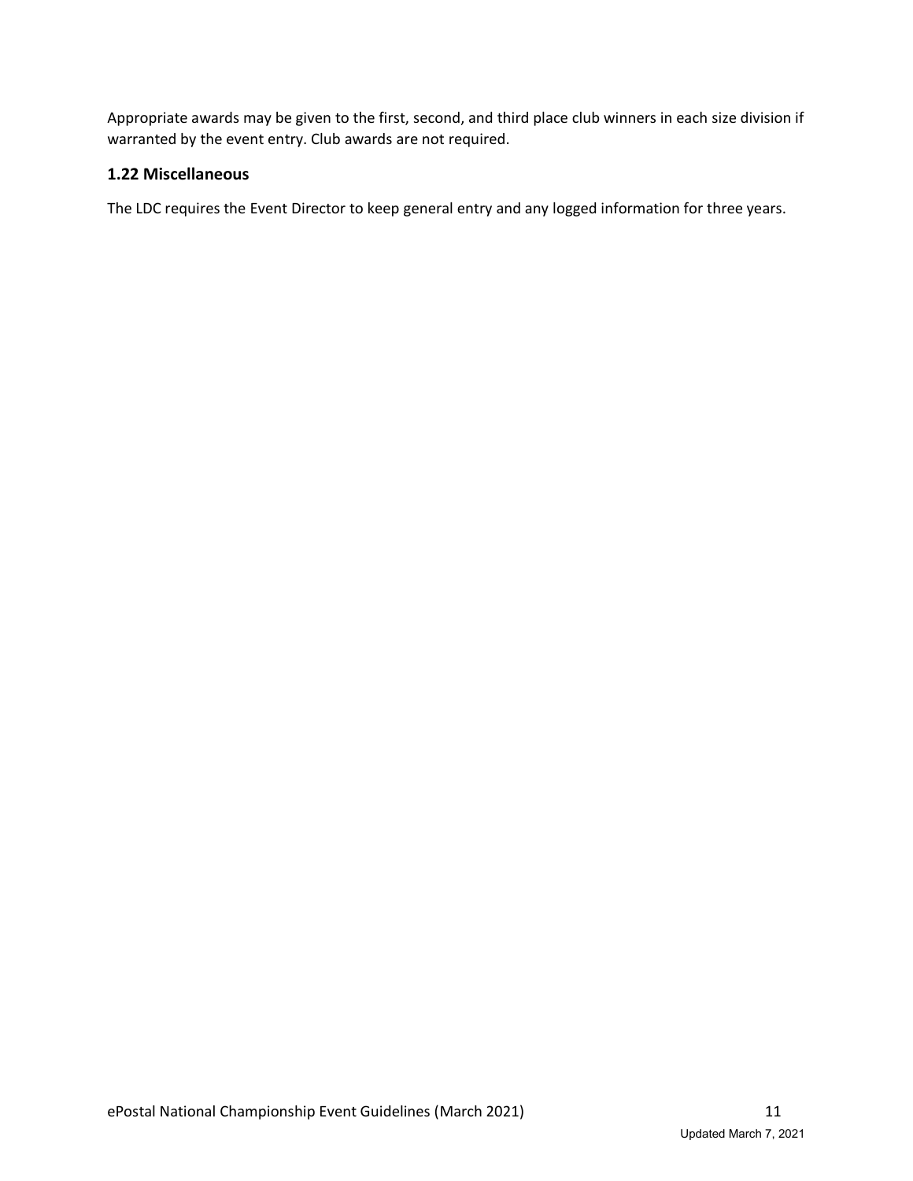Appropriate awards may be given to the first, second, and third place club winners in each size division if warranted by the event entry. Club awards are not required.

### 1.22 Miscellaneous

The LDC requires the Event Director to keep general entry and any logged information for three years.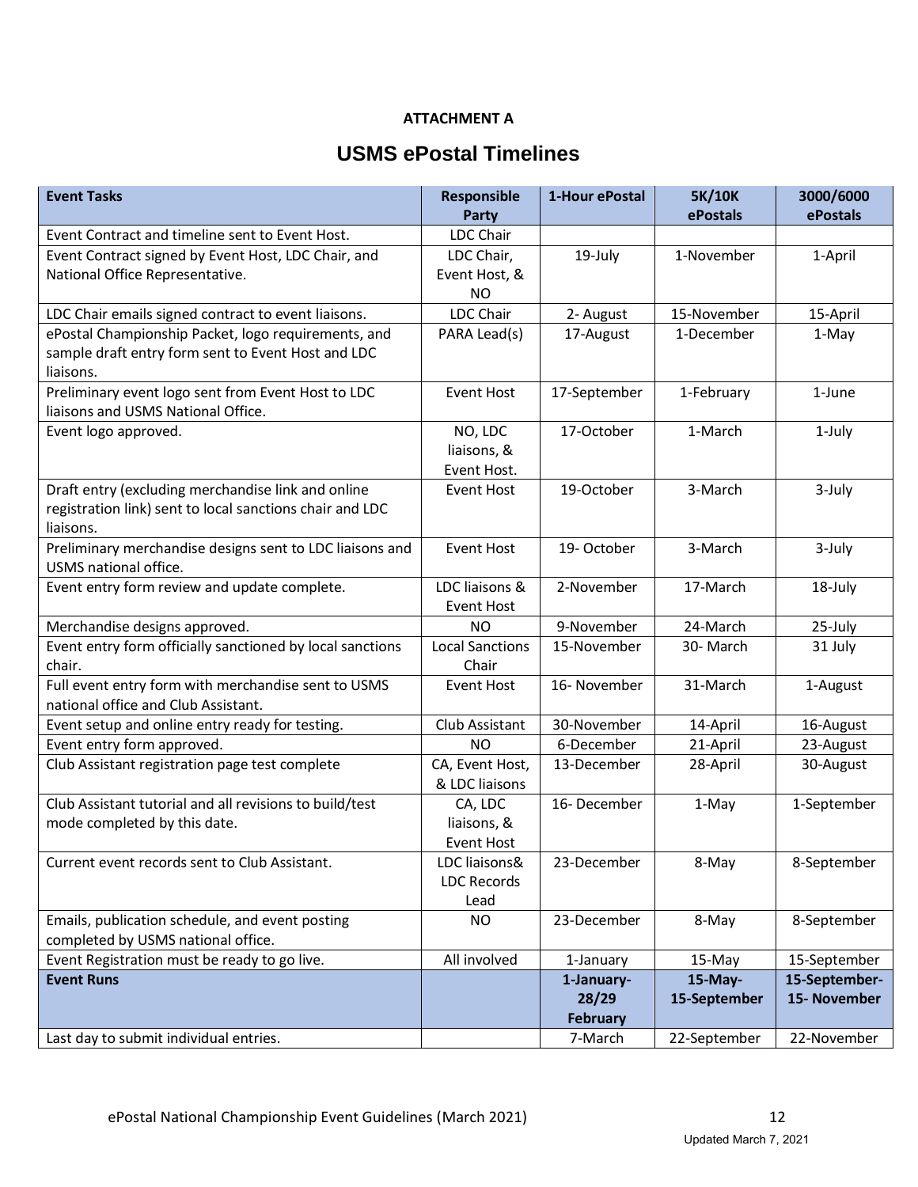**ATTACHMENT A**

# USMS ePostal Timelines

| **Event Tasks** | **Responsible Party** | **1-Hour ePostal** | **5K/10K ePostals** | **3000/6000 ePostals** |
|---|---|---|---|---|
| Event Contract and timeline sent to Event Host. | LDC Chair | | | |
| Event Contract signed by Event Host, LDC Chair, and National Office Representative. | LDC Chair, Event Host, & NO | 19-July | 1-November | 1-April |
| LDC Chair emails signed contract to event liaisons. | LDC Chair | 2- August | 15-November | 15-April |
| ePostal Championship Packet, logo requirements, and sample draft entry form sent to Event Host and LDC liaisons. | PARA Lead(s) | 17-August | 1-December | 1-May |
| Preliminary event logo sent from Event Host to LDC liaisons and USMS National Office. | Event Host | 17-September | 1-February | 1-June |
| Event logo approved. | NO, LDC liaisons, & Event Host. | 17-October | 1-March | 1-July |
| Draft entry (excluding merchandise link and online registration link) sent to local sanctions chair and LDC liaisons. | Event Host | 19-October | 3-March | 3-July |
| Preliminary merchandise designs sent to LDC liaisons and USMS national office. | Event Host | 19- October | 3-March | 3-July |
| Event entry form review and update complete. | LDC liaisons & Event Host | 2-November | 17-March | 18-July |
| Merchandise designs approved. | NO | 9-November | 24-March | 25-July |
| Event entry form officially sanctioned by local sanctions chair. | Local Sanctions Chair | 15-November | 30- March | 31 July |
| Full event entry form with merchandise sent to USMS national office and Club Assistant. | Event Host | 16- November | 31-March | 1-August |
| Event setup and online entry ready for testing. | Club Assistant | 30-November | 14-April | 16-August |
| Event entry form approved. | NO | 6-December | 21-April | 23-August |
| Club Assistant registration page test complete | CA, Event Host, & LDC liaisons | 13-December | 28-April | 30-August |
| Club Assistant tutorial and all revisions to build/test mode completed by this date. | CA, LDC liaisons, & Event Host | 16- December | 1-May | 1-September |
| Current event records sent to Club Assistant. | LDC liaisons& LDC Records Lead | 23-December | 8-May | 8-September |
| Emails, publication schedule, and event posting completed by USMS national office. | NO | 23-December | 8-May | 8-September |
| Event Registration must be ready to go live. | All involved | 1-January | 15-May | 15-September |
| **Event Runs** | | **1-January-28/29 February** | **15-May-15-September** | **15-September-15- November** |
| Last day to submit individual entries. | | 7-March | 22-September | 22-November |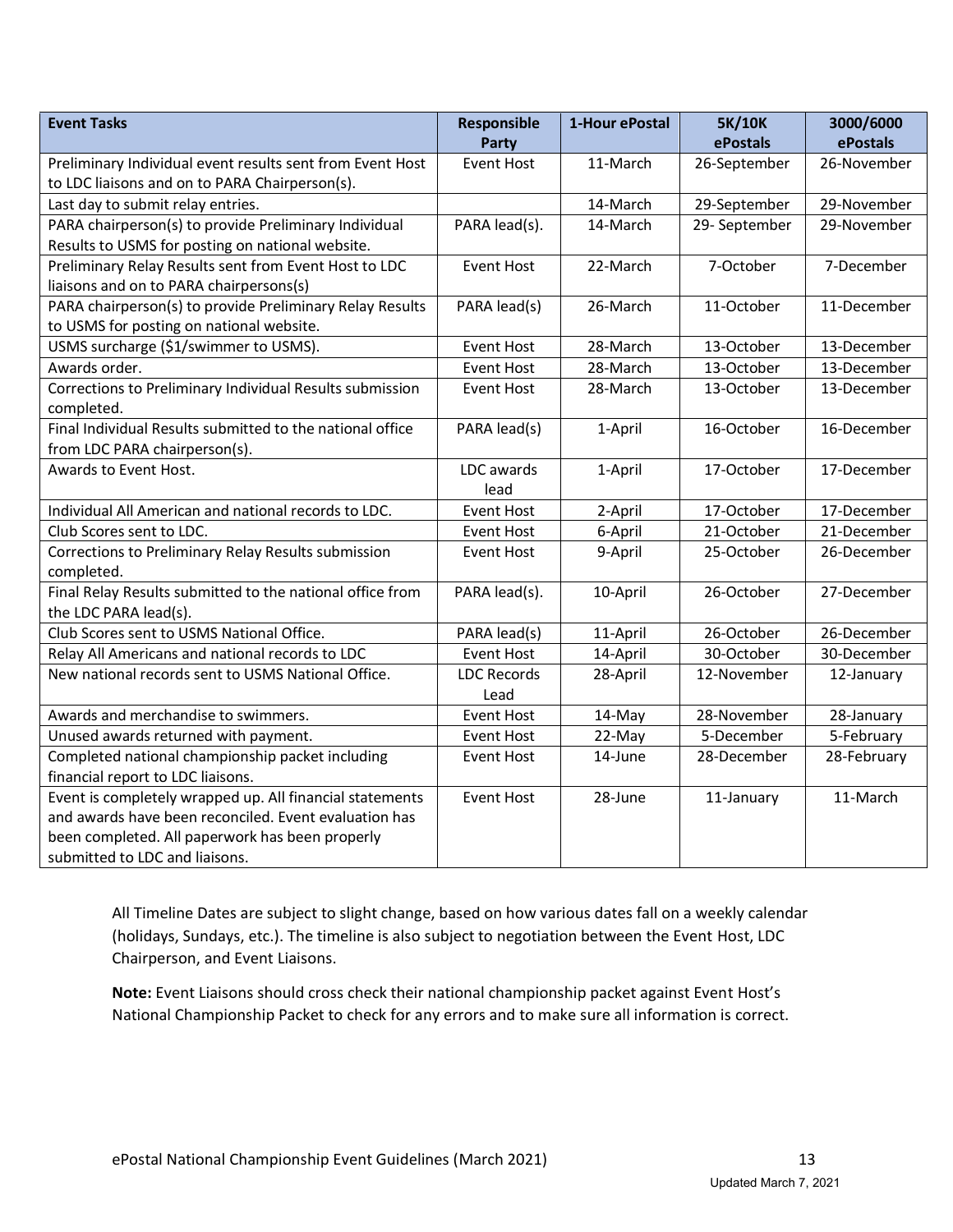| Event Tasks | Responsible Party | 1-Hour ePostal | 5K/10K ePostals | 3000/6000 ePostals |
|---|---|---|---|---|
| Preliminary Individual event results sent from Event Host to LDC liaisons and on to PARA Chairperson(s). | Event Host | 11-March | 26-September | 26-November |
| Last day to submit relay entries. | | 14-March | 29-September | 29-November |
| PARA chairperson(s) to provide Preliminary Individual Results to USMS for posting on national website. | PARA lead(s). | 14-March | 29- September | 29-November |
| Preliminary Relay Results sent from Event Host to LDC liaisons and on to PARA chairpersons(s) | Event Host | 22-March | 7-October | 7-December |
| PARA chairperson(s) to provide Preliminary Relay Results to USMS for posting on national website. | PARA lead(s) | 26-March | 11-October | 11-December |
| USMS surcharge ($1/swimmer to USMS). | Event Host | 28-March | 13-October | 13-December |
| Awards order. | Event Host | 28-March | 13-October | 13-December |
| Corrections to Preliminary Individual Results submission completed. | Event Host | 28-March | 13-October | 13-December |
| Final Individual Results submitted to the national office from LDC PARA chairperson(s). | PARA lead(s) | 1-April | 16-October | 16-December |
| Awards to Event Host. | LDC awards lead | 1-April | 17-October | 17-December |
| Individual All American and national records to LDC. | Event Host | 2-April | 17-October | 17-December |
| Club Scores sent to LDC. | Event Host | 6-April | 21-October | 21-December |
| Corrections to Preliminary Relay Results submission completed. | Event Host | 9-April | 25-October | 26-December |
| Final Relay Results submitted to the national office from the LDC PARA lead(s). | PARA lead(s). | 10-April | 26-October | 27-December |
| Club Scores sent to USMS National Office. | PARA lead(s) | 11-April | 26-October | 26-December |
| Relay All Americans and national records to LDC | Event Host | 14-April | 30-October | 30-December |
| New national records sent to USMS National Office. | LDC Records Lead | 28-April | 12-November | 12-January |
| Awards and merchandise to swimmers. | Event Host | 14-May | 28-November | 28-January |
| Unused awards returned with payment. | Event Host | 22-May | 5-December | 5-February |
| Completed national championship packet including financial report to LDC liaisons. | Event Host | 14-June | 28-December | 28-February |
| Event is completely wrapped up. All financial statements and awards have been reconciled. Event evaluation has been completed. All paperwork has been properly submitted to LDC and liaisons. | Event Host | 28-June | 11-January | 11-March |

All Timeline Dates are subject to slight change, based on how various dates fall on a weekly calendar (holidays, Sundays, etc.). The timeline is also subject to negotiation between the Event Host, LDC Chairperson, and Event Liaisons.

**Note:** Event Liaisons should cross check their national championship packet against Event Host's National Championship Packet to check for any errors and to make sure all information is correct.